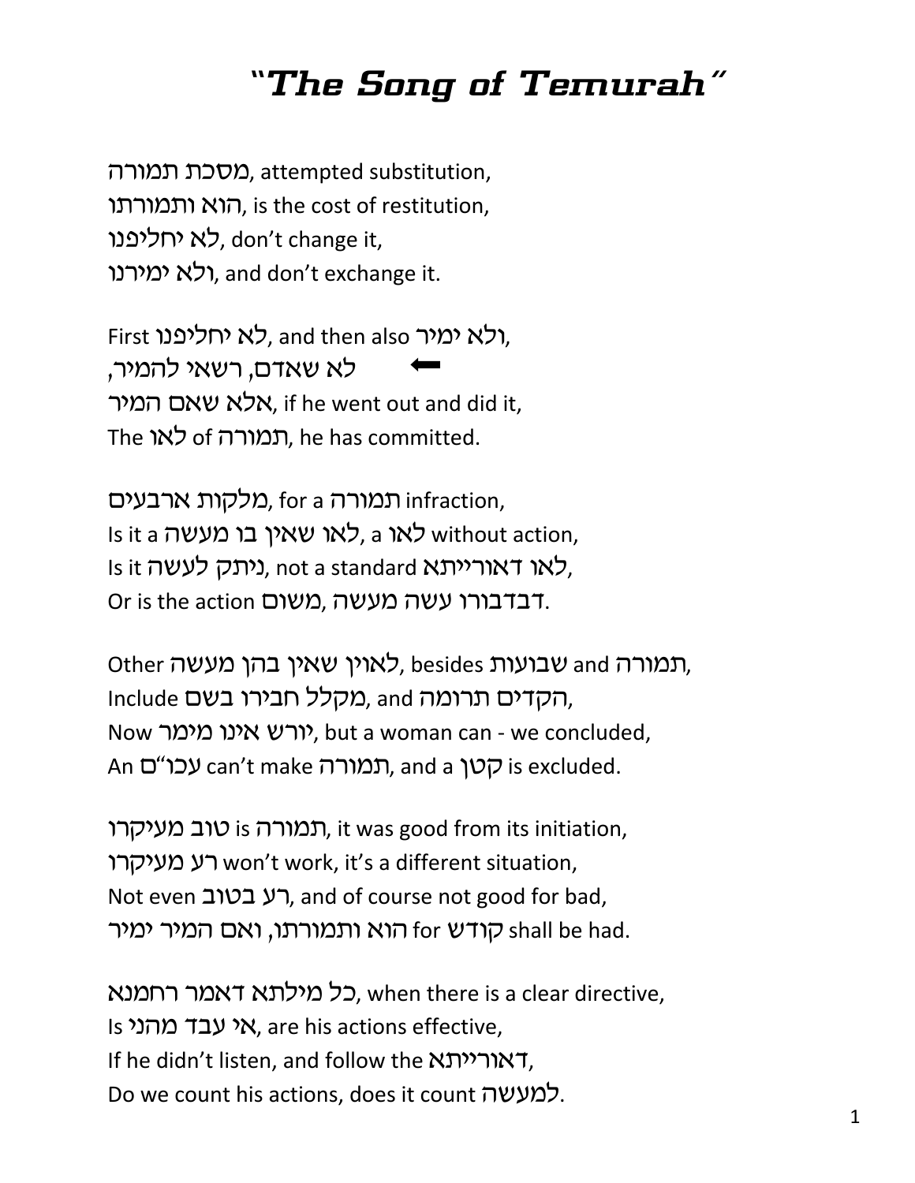# "The Song of Temurah"

מסכת תמורה, attempted substitution,
הוא ותמורתו, is the cost of restitution,
לא יחליפנו, don't change it,
ולא ימירנו, and don't exchange it.

First לא יחליפנו, and then also ולא ימיר,
← לא שאדם, רשאי להמיר,
אלא שאם המיר, if he went out and did it,
The לאו of תמורה, he has committed.

מלקות ארבעים, for a תמורה infraction,
Is it a לאו שאין בו מעשה, a לאו without action,
Is it ניתק לעשה, not a standard לאו דאורייתא,
Or is the action משום, דבדבורו עשה מעשה.

Other לאוין שאין בהן מעשה, besides שבועות and תמורה,
Include מקלל חבירו בשם, and הקדים תרומה,
Now יורש אינו מימר, but a woman can - we concluded,
An עכו"ם can't make תמורה, and a קטן is excluded.

טוב מעיקרו is תמורה, it was good from its initiation,
רע מעיקרו won't work, it's a different situation,
Not even רע בטוב, and of course not good for bad,
הוא ותמורתו, ואם המיר ימיר for קודש shall be had.

כל מילתא דאמר רחמנא, when there is a clear directive,
Is אי עבד מהני, are his actions effective,
If he didn't listen, and follow the דאורייתא,
Do we count his actions, does it count למעשה.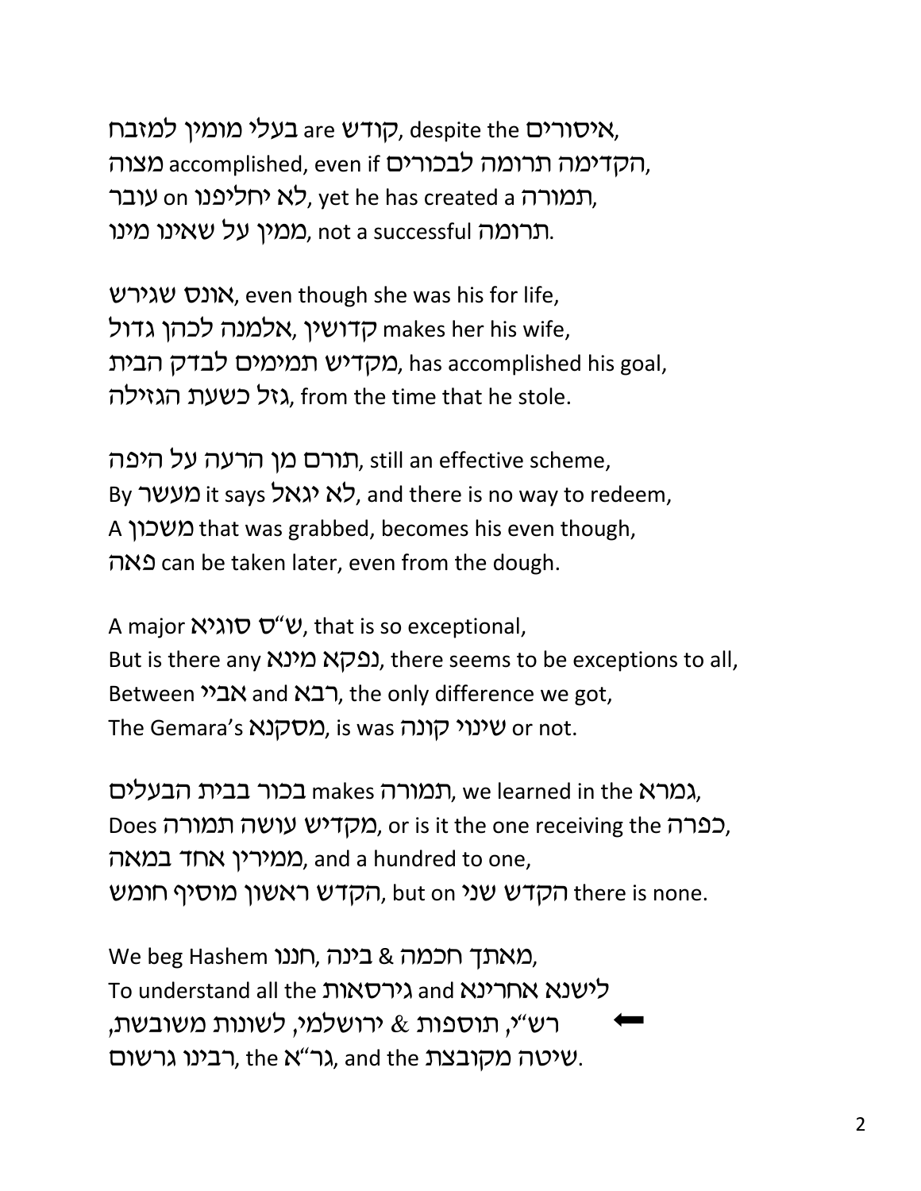בעלי מומין למזבח are קודש, despite the איסורים,
הקדימה תרומה לבכורים מצוה accomplished, even if,
עובר on לא יחליפנו, yet he has created a תמורה,
ממין על שאינו מינו, not a successful תרומה.

אונס שגירש, even though she was his for life,
קדושין ,אלמנה לכהן גדול makes her his wife,
מקדיש תמימים לבדק הבית, has accomplished his goal,
גזל כשעת הגזילה, from the time that he stole.

תורם מן הרעה על היפה, still an effective scheme,
By מעשר it says לא יגאל, and there is no way to redeem,
A משכון that was grabbed, becomes his even though,
פאה can be taken later, even from the dough.

A major ש"ס סוגיא, that is so exceptional,
But is there any נפקא מינא, there seems to be exceptions to all,
Between אביי and רבא, the only difference we got,
The Gemara's מסקנא, is was שינוי קונה or not.

בכור בבית הבעלים makes תמורה, we learned in the גמרא,
Does מקדיש עושה תמורה, or is it the one receiving the כפרה,
ממירין אחד במאה, and a hundred to one,
הקדש ראשון מוסיף חומש, but on הקדש שני there is none.

We beg Hashem מאתך חכמה & בינה ,חננו,
To understand all the גירסאות and לישנא אחרינא
⬅ רש"י, תוספות & ירושלמי, לשונות משובשת,
רבינו גרשום, the גר"א, and the שיטה מקובצת.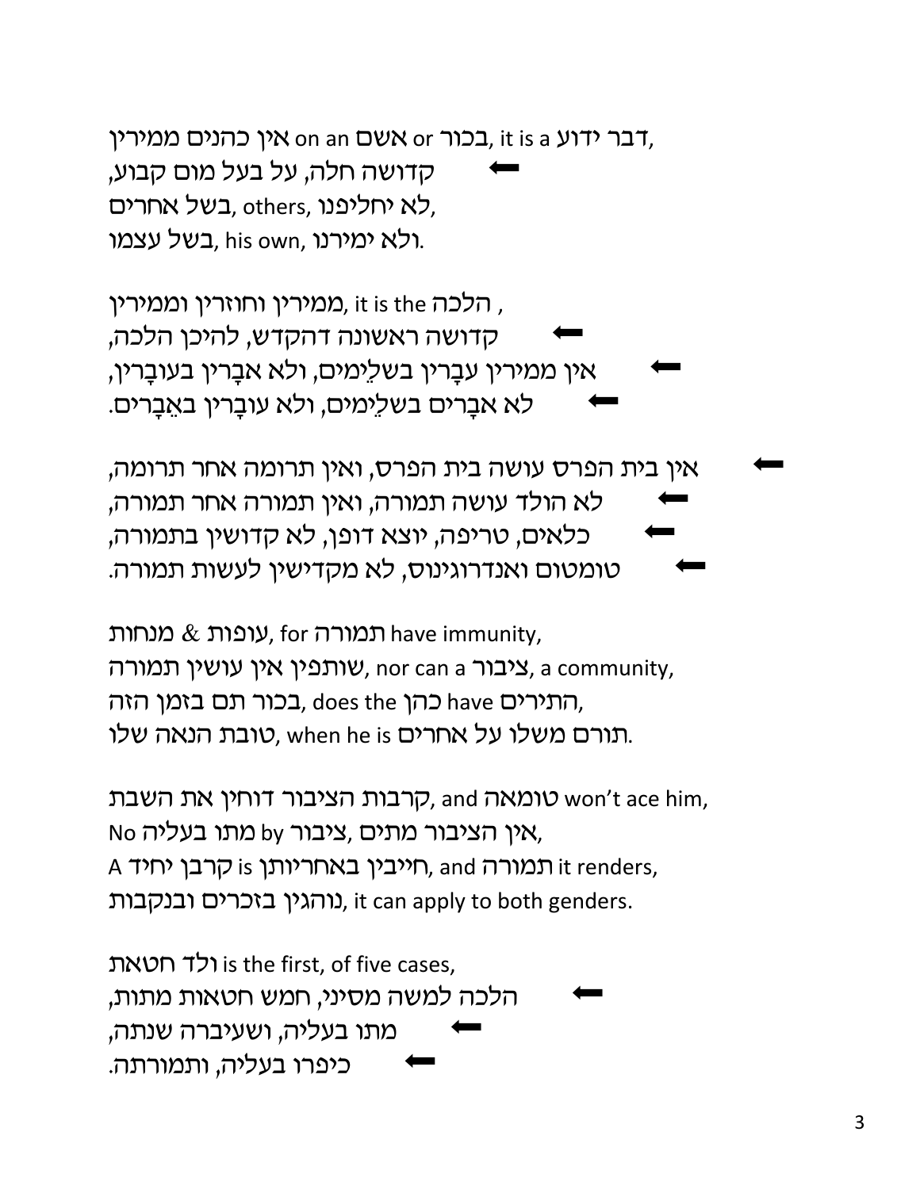אין כהנים ממירין on an אשם or בכור, it is a דבר ידוע,
קדושה חלה, על בעל מום קבוע,
בשל אחרים, others, לא יחליפנו,
בשל עצמו, his own, ולא ימירנו.

ממירין וחוזרין וממירין, it is the הלכה ,
קדושה ראשונה דהקדש, להיכן הלכה,
אין ממירין עֻבָּרין בשלֵמים, ולא אבָרין בעובָרין,
לא אבָרים בשלֵמים, ולא עובָרין באֵבָרים.

אין בית הפרס עושה בית הפרס, ואין תרומה אחר תרומה,
לא הולד עושה תמורה, ואין תמורה אחר תמורה,
כלאים, טריפה, יוצא דופן, לא קדושין בתמורה,
טומטום ואנדרוגינוס, לא מקדישין לעשות תמורה.

עופות & מנחות, for תמורה have immunity,
שותפין אין עושין תמורה, nor can a ציבור, a community,
בכור תם בזמן הזה, does the כהן have התירים,
טובת הנאה שלו, when he is תורם משלו על אחרים.

קרבות הציבור דוחין את השבת, and טומאה won't ace him,
No מתו בעליה by ציבור, אין הציבור מתים,
A קרבן יחיד is חייבין באחריותן, and תמורה it renders,
נוהגין בזכרים ובנקבות, it can apply to both genders.

ולד חטאת is the first, of five cases,
הלכה למשה מסיני, חמש חטאות מתות,
מתו בעליה, ושעיברה שנתה,
כיפרו בעליה, ותמורתה.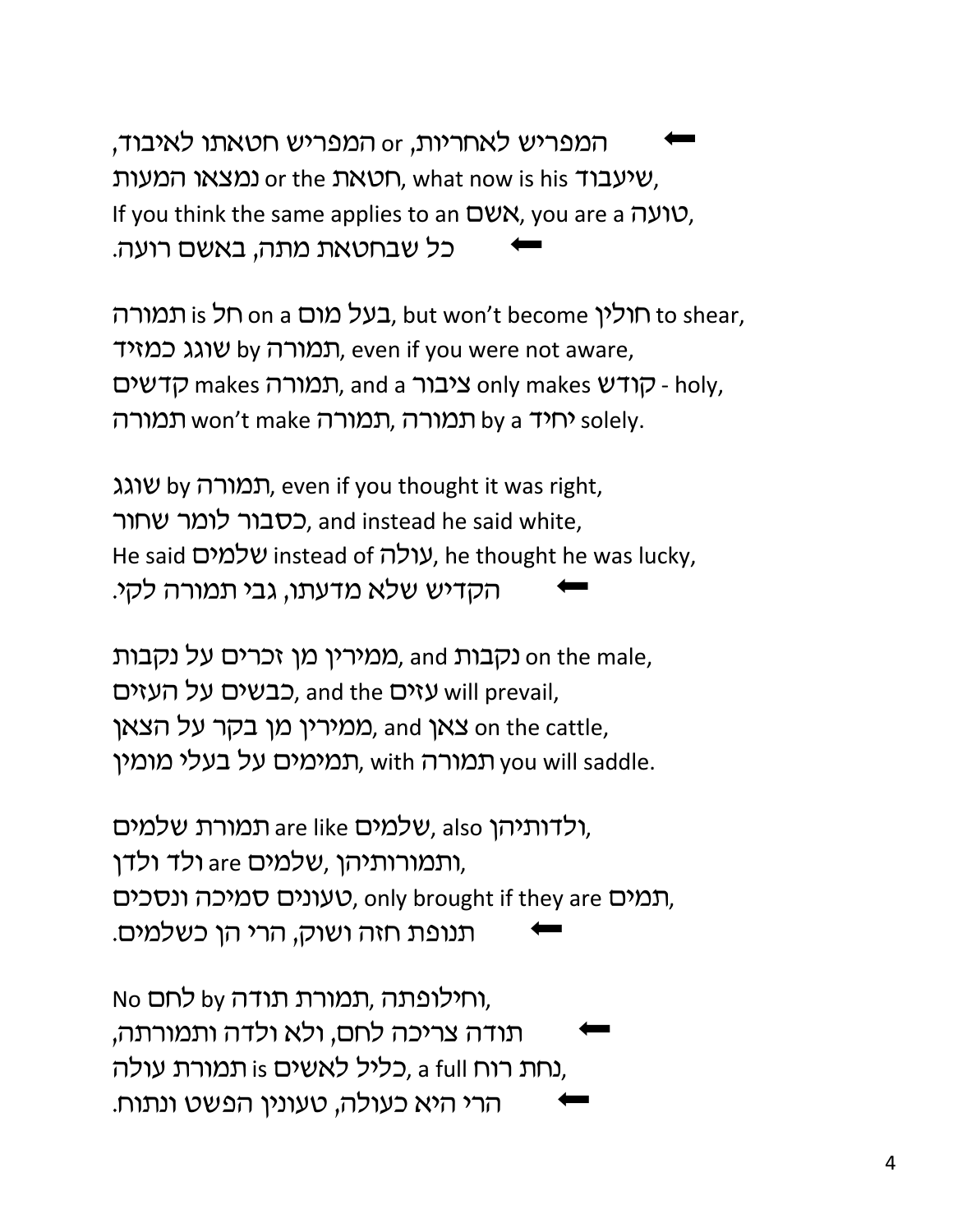⬅ המפריש לאחריות, or המפריש חטאתו לאיבוד,
נמצאו המעות or the חטאת, what now is his שיעבוד,
If you think the same applies to an אשם, you are a טועה,
⬅ כל שבחטאת מתה, באשם רועה.

תמורה is חל on a בעל מום, but won't become חולין to shear,
שוגג כמזיד by תמורה, even if you were not aware,
קדשים makes תמורה, and a ציבור only makes קודש - holy,
תמורה won't make תמורה, תמורה by a יחיד solely.

שוגג by תמורה, even if you thought it was right,
כסבור לומר שחור, and instead he said white,
He said שלמים instead of עולה, he thought he was lucky,
⬅ הקדיש שלא מדעתו, גבי תמורה לקי.

ממירין מן זכרים על נקבות, and נקבות on the male,
כבשים על העזים, and the עזים will prevail,
ממירין מן בקר על הצאן, and צאן on the cattle,
תמימים על בעלי מומין, with תמורה you will saddle.

תמורת שלמים are like שלמים, also ולדותיהן,
ולד ולדן are שלמים, ותמורותיהן,
טעונים סמיכה ונסכים, only brought if they are תמים,
⬅ תנופת חזה ושוק, הרי הן כשלמים.

No לחם by תמורת תודה, וחילופתה,
⬅ תודה צריכה לחם, ולא ולדה ותמורתה,
כליל לאשים is תמורת עולה, a full נחת רוח,
⬅ הרי היא כעולה, טעונין הפשט ונתוח.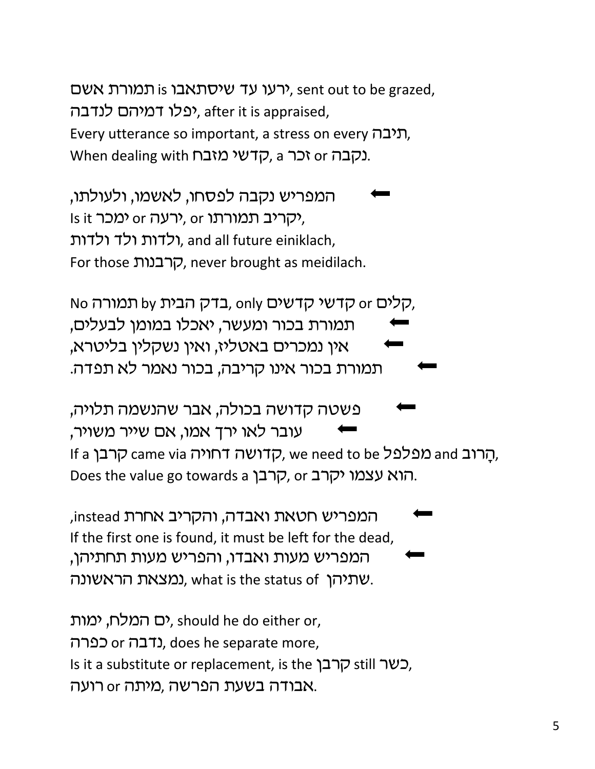תמורת אשם is ירעו עד שיסתאבו, sent out to be grazed,
יפלו דמיהם לנדבה, after it is appraised,
Every utterance so important, a stress on every תיבה,
When dealing with קדשי מזבח, a זכר or נקבה.

⬅ המפריש נקבה לפסחו, לאשמו, ולעולתו,
Is it ימכר or ירעה, or יקריב תמורתו,
ולדות ולד ולדות, and all future einiklach,
For those קרבנות, never brought as meidilach.

No תמורה by בדק הבית, only קדשי קדשים or קלים,
⬅ תמורת בכור ומעשר, יאכלו במומן לבעלים,
⬅ אין נמכרים באטליז, ואין נשקלין בליטרא,
⬅ תמורת בכור אינו קריבה, בכור נאמר לא תפדה.

⬅ פשטה קדושה בכולה, אבר שהנשמה תלויה,
⬅ עובר לאו ירך אמו, אם שייר משויר,
If a קרבן came via קדושה דחויה, we need to be מפלפל and הָרוב,
Does the value go towards a קרבן, or הוא עצמו יקרב.

⬅ המפריש חטאת ואבדה, והקריב אחרת instead,
If the first one is found, it must be left for the dead,
⬅ המפריש מעות ואבדו, והפריש מעות תחתיהן,
נמצאת הראשונה, what is the status of שתיהן.

ים המלח, ימות, should he do either or,
כפרה or נדבה, does he separate more,
Is it a substitute or replacement, is the קרבן still כשר,
אבודה בשעת הפרשה, מיתה or רועה.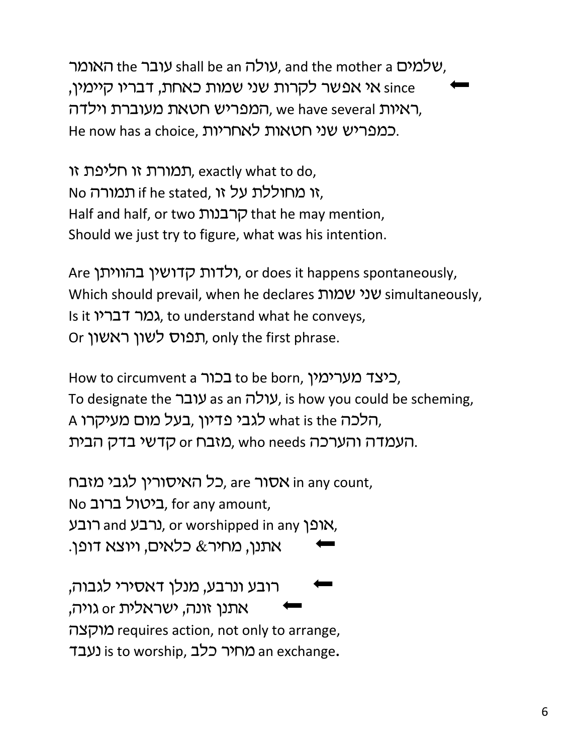האומר the עובר shall be an עולה, and the mother a שלמים,
אי אפשר לקרות שני שמות כאחת, דבריו קיימין since,
המפריש חטאת מעוברת וילדה, we have several ראיות,
He now has a choice, כמפריש שני חטאות לאחריות.

תמורת זו חליפת זו, exactly what to do,
No תמורה if he stated, זו מחוללת על זו,
Half and half, or two קרבנות that he may mention,
Should we just try to figure, what was his intention.

Are ולדות קדושין בהויתן, or does it happens spontaneously,
Which should prevail, when he declares שני שמות simultaneously,
Is it גמר דבריו, to understand what he conveys,
Or תפוס לשון ראשון, only the first phrase.

How to circumvent a בכור to be born, כיצד מערימין,
To designate the עובר as an עולה, is how you could be scheming,
A בעל מום מעיקרו, לגבי פדיון what is the הלכה,
קדשי בדק הבית or מזבח, who needs העמדה והערכה.

כל האיסורין לגבי מזבח, are אסור in any count,
No ביטול ברוב, for any amount,
רובע and נרבע, or worshipped in any אופן,
אתנן, מחיר& כלאים, ויוצא דופן.

רובע ונרבע, מנלן דאסירי לגבוה,
אתנן זונה, ישראלית or גויה,
מוקצה requires action, not only to arrange,
נעבד is to worship, מחיר כלב an exchange.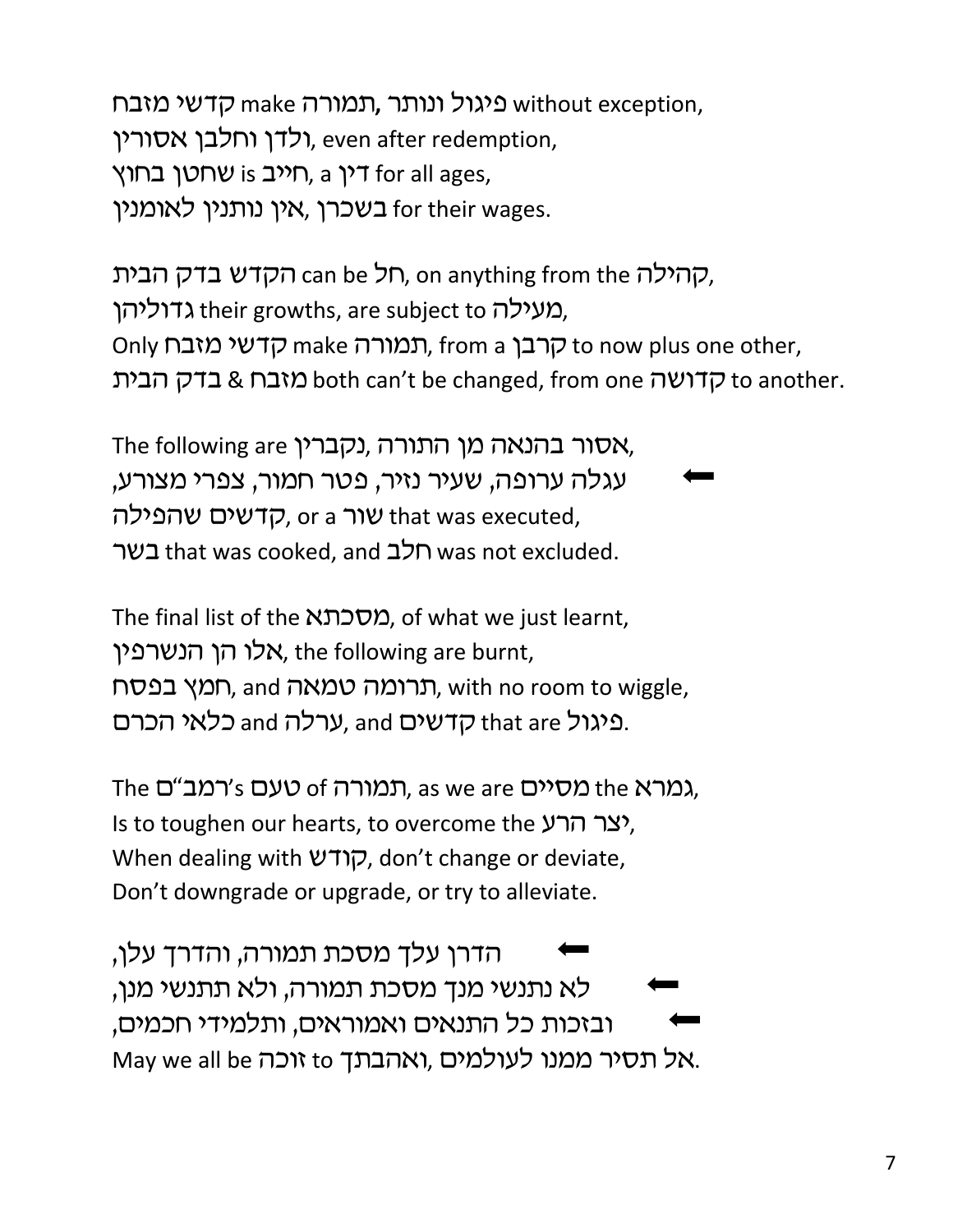קדשי מזבח make תמורה, פיגול ונותר without exception,
ולדן וחלבן אסורין, even after redemption,
שחטן בחוץ is חייב, a דין for all ages,
בשכרן, אין נותנין לאומנין for their wages.

הקדש בדק הבית can be חל, on anything from the קהילה,
גדוליהן their growths, are subject to מעילה,
Only קדשי מזבח make תמורה, from a קרבן to now plus one other,
מזבח & בדק הבית both can't be changed, from one קדושה to another.

The following are נקברין, אסור בהנאה מן התורה,
➡ עגלה ערופה, שעיר נזיר, פטר חמור, צפרי מצורע,
קדשים שהפילה, or a שור that was executed,
בשר that was cooked, and חלב was not excluded.

The final list of the מסכתא, of what we just learnt,
אלו הן הנשרפין, the following are burnt,
חמץ בפסח, and תרומה טמאה, with no room to wiggle,
כלאי הכרם and ערלה, and קדשים that are פיגול.

The רמב"ם's טעם of תמורה, as we are מסיים the גמרא,
Is to toughen our hearts, to overcome the יצר הרע,
When dealing with קודש, don't change or deviate,
Don't downgrade or upgrade, or try to alleviate.

➡ הדרן עלך מסכת תמורה, והדרך עלן,
➡ לא נתנשי מנך מסכת תמורה, ולא תתנשי מנן,
➡ ובזכות כל התנאים ואמוראים, ותלמידי חכמים,
May we all be זוכה to ואהבתך, אל תסיר ממנו לעולמים.